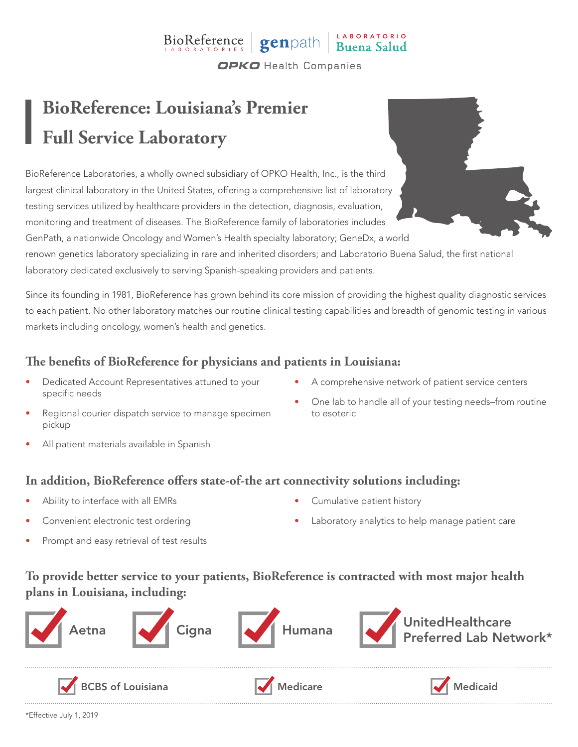BioReference LABORATORIES | genpath | LABORATORIO Buena Salud

OPKO Health Companies

# BioReference: Louisiana's Premier Full Service Laboratory

BioReference Laboratories, a wholly owned subsidiary of OPKO Health, Inc., is the third largest clinical laboratory in the United States, offering a comprehensive list of laboratory testing services utilized by healthcare providers in the detection, diagnosis, evaluation, monitoring and treatment of diseases. The BioReference family of laboratories includes GenPath, a nationwide Oncology and Women's Health specialty laboratory; GeneDx, a world renown genetics laboratory specializing in rare and inherited disorders; and Laboratorio Buena Salud, the first national laboratory dedicated exclusively to serving Spanish-speaking providers and patients.

Since its founding in 1981, BioReference has grown behind its core mission of providing the highest quality diagnostic services to each patient. No other laboratory matches our routine clinical testing capabilities and breadth of genomic testing in various markets including oncology, women's health and genetics.

## The benefits of BioReference for physicians and patients in Louisiana:

- Dedicated Account Representatives attuned to your specific needs
- Regional courier dispatch service to manage specimen pickup
- All patient materials available in Spanish
- A comprehensive network of patient service centers
- One lab to handle all of your testing needs–from routine to esoteric

## In addition, BioReference offers state-of-the art connectivity solutions including:

- Ability to interface with all EMRs
- Convenient electronic test ordering
- Prompt and easy retrieval of test results
- Cumulative patient history
- Laboratory analytics to help manage patient care

## To provide better service to your patients, BioReference is contracted with most major health plans in Louisiana, including:

- ✔ Aetna
- ✔ Cigna
- ✔ Humana
- ✔ UnitedHealthcare Preferred Lab Network*
- ✔ BCBS of Louisiana
- ✔ Medicare
- ✔ Medicaid

*Effective July 1, 2019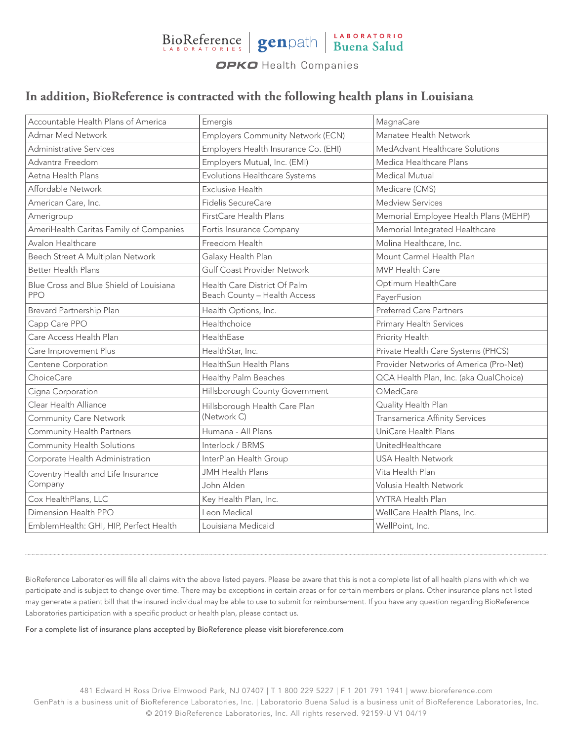BioReference LABORATORIES | genpath | LABORATORIO Buena Salud

OPKO Health Companies

## In addition, BioReference is contracted with the following health plans in Louisiana

| | | |
|---|---|---|
| Accountable Health Plans of America | Emergis | MagnaCare |
| Admar Med Network | Employers Community Network (ECN) | Manatee Health Network |
| Administrative Services | Employers Health Insurance Co. (EHI) | MedAdvant Healthcare Solutions |
| Advantra Freedom | Employers Mutual, Inc. (EMI) | Medica Healthcare Plans |
| Aetna Health Plans | Evolutions Healthcare Systems | Medical Mutual |
| Affordable Network | Exclusive Health | Medicare (CMS) |
| American Care, Inc. | Fidelis SecureCare | Medview Services |
| Amerigroup | FirstCare Health Plans | Memorial Employee Health Plans (MEHP) |
| AmeriHealth Caritas Family of Companies | Fortis Insurance Company | Memorial Integrated Healthcare |
| Avalon Healthcare | Freedom Health | Molina Healthcare, Inc. |
| Beech Street A Multiplan Network | Galaxy Health Plan | Mount Carmel Health Plan |
| Better Health Plans | Gulf Coast Provider Network | MVP Health Care |
| Blue Cross and Blue Shield of Louisiana PPO | Health Care District Of Palm Beach County – Health Access | Optimum HealthCare |
| | | PayerFusion |
| Brevard Partnership Plan | Health Options, Inc. | Preferred Care Partners |
| Capp Care PPO | Healthchoice | Primary Health Services |
| Care Access Health Plan | HealthEase | Priority Health |
| Care Improvement Plus | HealthStar, Inc. | Private Health Care Systems (PHCS) |
| Centene Corporation | HealthSun Health Plans | Provider Networks of America (Pro-Net) |
| ChoiceCare | Healthy Palm Beaches | QCA Health Plan, Inc. (aka QualChoice) |
| Cigna Corporation | Hillsborough County Government | QMedCare |
| Clear Health Alliance | Hillsborough Health Care Plan (Network C) | Quality Health Plan |
| Community Care Network | | Transamerica Affinity Services |
| Community Health Partners | Humana - All Plans | UniCare Health Plans |
| Community Health Solutions | Interlock / BRMS | UnitedHealthcare |
| Corporate Health Administration | InterPlan Health Group | USA Health Network |
| Coventry Health and Life Insurance Company | JMH Health Plans | Vita Health Plan |
| | John Alden | Volusia Health Network |
| Cox HealthPlans, LLC | Key Health Plan, Inc. | VYTRA Health Plan |
| Dimension Health PPO | Leon Medical | WellCare Health Plans, Inc. |
| EmblemHealth: GHI, HIP, Perfect Health | Louisiana Medicaid | WellPoint, Inc. |

BioReference Laboratories will file all claims with the above listed payers. Please be aware that this is not a complete list of all health plans with which we participate and is subject to change over time. There may be exceptions in certain areas or for certain members or plans. Other insurance plans not listed may generate a patient bill that the insured individual may be able to use to submit for reimbursement. If you have any question regarding BioReference Laboratories participation with a specific product or health plan, please contact us.

For a complete list of insurance plans accepted by BioReference please visit bioreference.com

481 Edward H Ross Drive Elmwood Park, NJ 07407 | T 1 800 229 5227 | F 1 201 791 1941 | www.bioreference.com
GenPath is a business unit of BioReference Laboratories, Inc. | Laboratorio Buena Salud is a business unit of BioReference Laboratories, Inc.
© 2019 BioReference Laboratories, Inc. All rights reserved. 92159-U V1 04/19